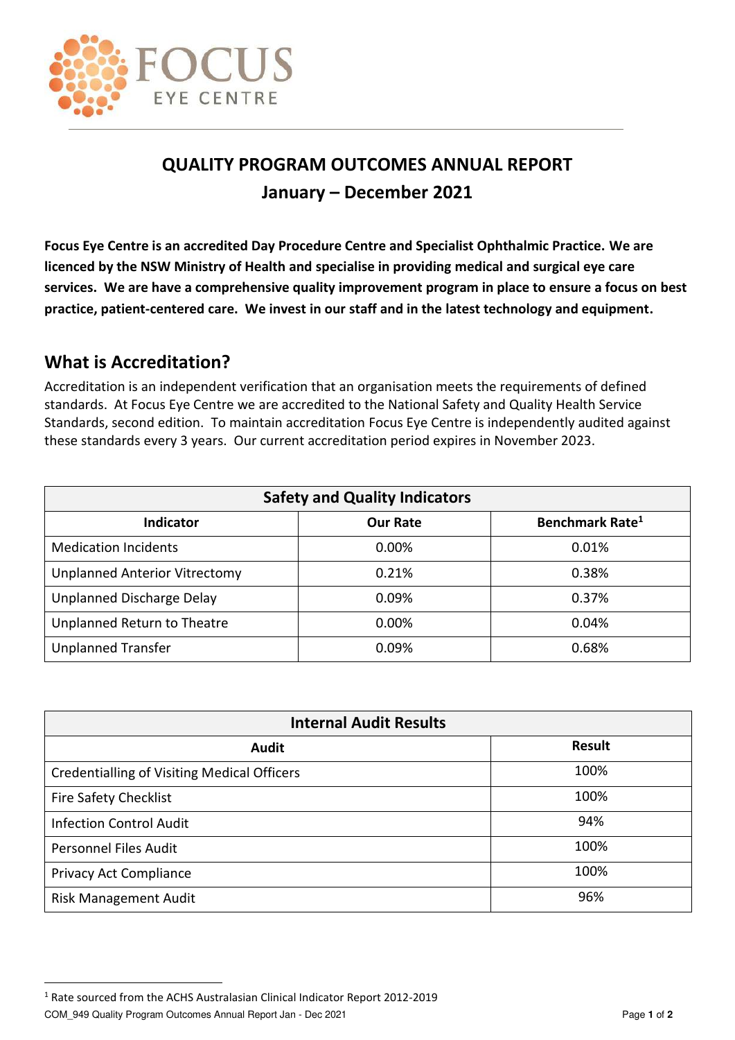FOCUS
EYE CENTRE

# QUALITY PROGRAM OUTCOMES ANNUAL REPORT
## January – December 2021

**Focus Eye Centre is an accredited Day Procedure Centre and Specialist Ophthalmic Practice. We are licenced by the NSW Ministry of Health and specialise in providing medical and surgical eye care services. We are have a comprehensive quality improvement program in place to ensure a focus on best practice, patient-centered care. We invest in our staff and in the latest technology and equipment.**

## What is Accreditation?

Accreditation is an independent verification that an organisation meets the requirements of defined standards. At Focus Eye Centre we are accredited to the National Safety and Quality Health Service Standards, second edition. To maintain accreditation Focus Eye Centre is independently audited against these standards every 3 years. Our current accreditation period expires in November 2023.

| Safety and Quality Indicators | | |
|---|---|---|
| **Indicator** | **Our Rate** | **Benchmark Rate[1]** |
| Medication Incidents | 0.00% | 0.01% |
| Unplanned Anterior Vitrectomy | 0.21% | 0.38% |
| Unplanned Discharge Delay | 0.09% | 0.37% |
| Unplanned Return to Theatre | 0.00% | 0.04% |
| Unplanned Transfer | 0.09% | 0.68% |

| Internal Audit Results | |
|---|---|
| **Audit** | **Result** |
| Credentialling of Visiting Medical Officers | 100% |
| Fire Safety Checklist | 100% |
| Infection Control Audit | 94% |
| Personnel Files Audit | 100% |
| Privacy Act Compliance | 100% |
| Risk Management Audit | 96% |

[1] Rate sourced from the ACHS Australasian Clinical Indicator Report 2012-2019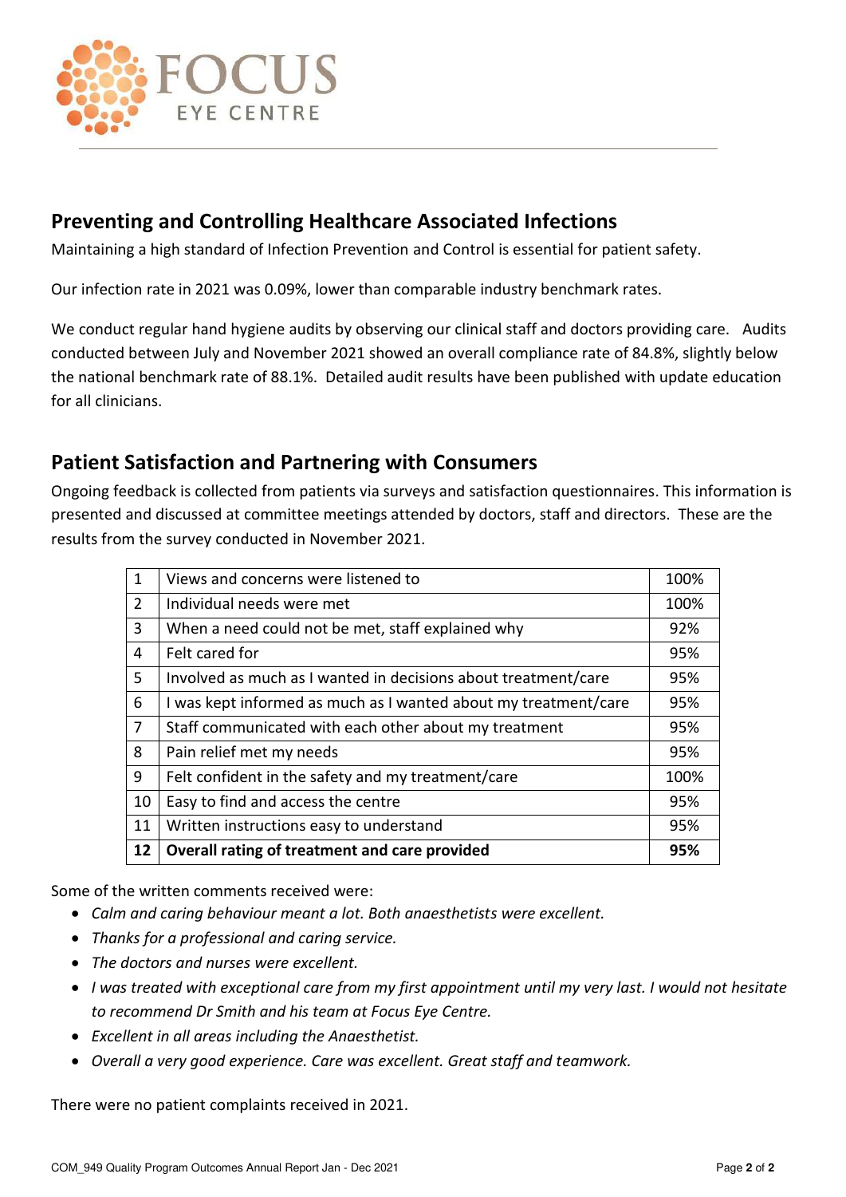## Preventing and Controlling Healthcare Associated Infections

Maintaining a high standard of Infection Prevention and Control is essential for patient safety.

Our infection rate in 2021 was 0.09%, lower than comparable industry benchmark rates.

We conduct regular hand hygiene audits by observing our clinical staff and doctors providing care. Audits conducted between July and November 2021 showed an overall compliance rate of 84.8%, slightly below the national benchmark rate of 88.1%. Detailed audit results have been published with update education for all clinicians.

## Patient Satisfaction and Partnering with Consumers

Ongoing feedback is collected from patients via surveys and satisfaction questionnaires. This information is presented and discussed at committee meetings attended by doctors, staff and directors. These are the results from the survey conducted in November 2021.

| | | |
|---|---|---|
| 1 | Views and concerns were listened to | 100% |
| 2 | Individual needs were met | 100% |
| 3 | When a need could not be met, staff explained why | 92% |
| 4 | Felt cared for | 95% |
| 5 | Involved as much as I wanted in decisions about treatment/care | 95% |
| 6 | I was kept informed as much as I wanted about my treatment/care | 95% |
| 7 | Staff communicated with each other about my treatment | 95% |
| 8 | Pain relief met my needs | 95% |
| 9 | Felt confident in the safety and my treatment/care | 100% |
| 10 | Easy to find and access the centre | 95% |
| 11 | Written instructions easy to understand | 95% |
| **12** | **Overall rating of treatment and care provided** | **95%** |

Some of the written comments received were:

- *Calm and caring behaviour meant a lot. Both anaesthetists were excellent.*
- *Thanks for a professional and caring service.*
- *The doctors and nurses were excellent.*
- *I was treated with exceptional care from my first appointment until my very last. I would not hesitate to recommend Dr Smith and his team at Focus Eye Centre.*
- *Excellent in all areas including the Anaesthetist.*
- *Overall a very good experience. Care was excellent. Great staff and teamwork.*

There were no patient complaints received in 2021.